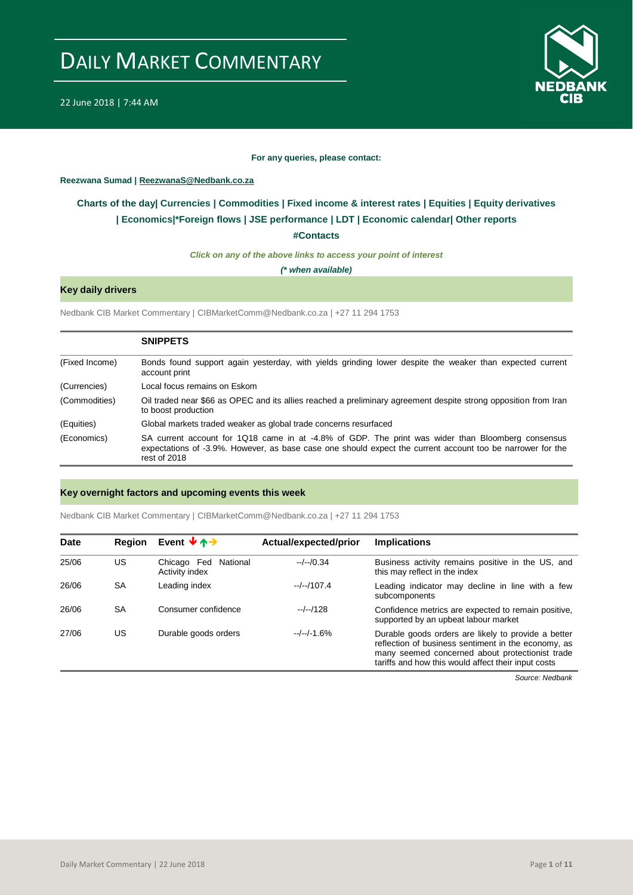# DAILY MARKET COMMENTARY

22 June 2018 | 7:44 AM

**For any queries, please contact:**

**Reezwana Sumad | ReezwanaS@Nedbank.co.za**

**Charts of the day| Currencies | Commodities | Fixed income & interest rates | Equities | Equity derivatives | Economics|*Foreign flows | JSE performance | LDT | Economic calendar| Other reports**

**#Contacts**

***Click on any of the above links to access your point of interest***

***(* when available)***

## Key daily drivers

Nedbank CIB Market Commentary | CIBMarketComm@Nedbank.co.za | +27 11 294 1753

| | **SNIPPETS** |
|---|---|
| (Fixed Income) | Bonds found support again yesterday, with yields grinding lower despite the weaker than expected current account print |
| (Currencies) | Local focus remains on Eskom |
| (Commodities) | Oil traded near $66 as OPEC and its allies reached a preliminary agreement despite strong opposition from Iran to boost production |
| (Equities) | Global markets traded weaker as global trade concerns resurfaced |
| (Economics) | SA current account for 1Q18 came in at -4.8% of GDP. The print was wider than Bloomberg consensus expectations of -3.9%. However, as base case one should expect the current account too be narrower for the rest of 2018 |

## Key overnight factors and upcoming events this week

Nedbank CIB Market Commentary | CIBMarketComm@Nedbank.co.za | +27 11 294 1753

| Date | Region | Event ↓↑→ | Actual/expected/prior | Implications |
|---|---|---|---|---|
| 25/06 | US | Chicago Fed National Activity index | --/--/0.34 | Business activity remains positive in the US, and this may reflect in the index |
| 26/06 | SA | Leading index | --/--/107.4 | Leading indicator may decline in line with a few subcomponents |
| 26/06 | SA | Consumer confidence | --/--/128 | Confidence metrics are expected to remain positive, supported by an upbeat labour market |
| 27/06 | US | Durable goods orders | --/--/-1.6% | Durable goods orders are likely to provide a better reflection of business sentiment in the economy, as many seemed concerned about protectionist trade tariffs and how this would affect their input costs |

*Source: Nedbank*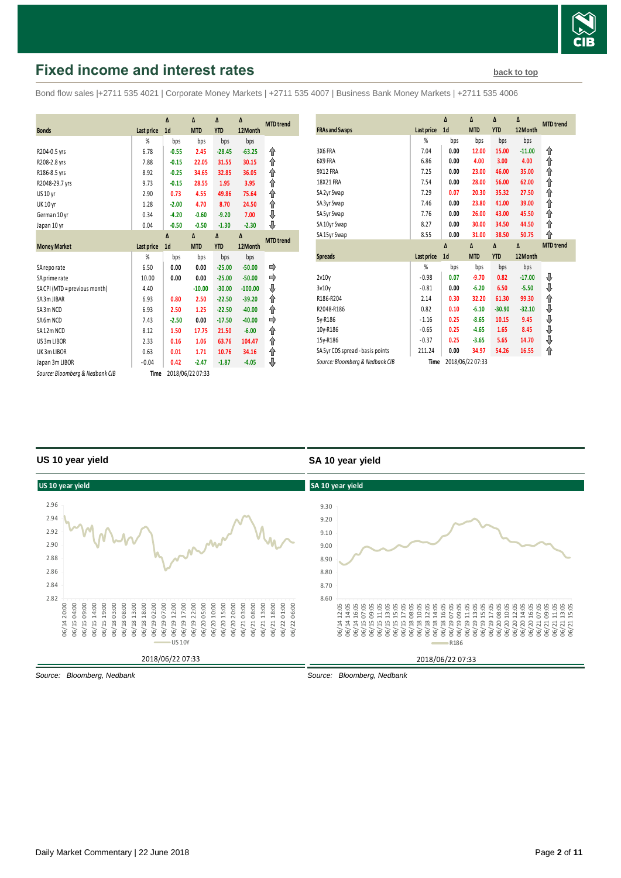# Fixed income and interest rates

back to top

Bond flow sales |+2711 535 4021 | Corporate Money Markets | +2711 535 4007 | Business Bank Money Markets | +2711 535 4006

| Bonds | Last price | Δ 1d | Δ MTD | Δ YTD | Δ 12Month | MTD trend |
|---|---|---|---|---|---|---|
| | % | bps | bps | bps | bps | |
| R204-0.5 yrs | 6.78 | -0.55 | 2.45 | -28.45 | -63.25 | ⇧ |
| R208-2.8 yrs | 7.88 | -0.15 | 22.05 | 31.55 | 30.15 | ⇧ |
| R186-8.5 yrs | 8.92 | -0.25 | 34.65 | 32.85 | 36.05 | ⇧ |
| R2048-29.7 yrs | 9.73 | -0.15 | 28.55 | 1.95 | 3.95 | ⇧ |
| US 10 yr | 2.90 | 0.73 | 4.55 | 49.86 | 75.64 | ⇧ |
| UK 10 yr | 1.28 | -2.00 | 4.70 | 8.70 | 24.50 | ⇧ |
| German 10 yr | 0.34 | -4.20 | -0.60 | -9.20 | 7.00 | ⇩ |
| Japan 10 yr | 0.04 | -0.50 | -0.50 | -1.30 | -2.30 | ⇩ |

| Money Market | Last price | Δ 1d | Δ MTD | Δ YTD | Δ 12Month | MTD trend |
|---|---|---|---|---|---|---|
| | % | bps | bps | bps | bps | |
| SA repo rate | 6.50 | 0.00 | 0.00 | -25.00 | -50.00 | ⇨ |
| SA prime rate | 10.00 | 0.00 | 0.00 | -25.00 | -50.00 | ⇨ |
| SA CPI (MTD = previous month) | 4.40 | | -10.00 | -30.00 | -100.00 | ⇩ |
| SA 3m JIBAR | 6.93 | 0.80 | 2.50 | -22.50 | -39.20 | ⇧ |
| SA 3m NCD | 6.93 | 2.50 | 1.25 | -22.50 | -40.00 | ⇧ |
| SA 6m NCD | 7.43 | -2.50 | 0.00 | -17.50 | -40.00 | ⇨ |
| SA 12m NCD | 8.12 | 1.50 | 17.75 | 21.50 | -6.00 | ⇧ |
| US 3m LIBOR | 2.33 | 0.16 | 1.06 | 63.76 | 104.47 | ⇧ |
| UK 3m LIBOR | 0.63 | 0.01 | 1.71 | 10.76 | 34.16 | ⇧ |
| Japan 3m LIBOR | -0.04 | 0.42 | -2.47 | -1.87 | -4.05 | ⇩ |

*Source: Bloomberg & Nedbank CIB* **Time** 2018/06/22 07:33

| FRAs and Swaps | Last price | Δ 1d | Δ MTD | Δ YTD | Δ 12Month | MTD trend |
|---|---|---|---|---|---|---|
| | % | bps | bps | bps | bps | |
| 3X6 FRA | 7.04 | 0.00 | 12.00 | 15.00 | -11.00 | ⇧ |
| 6X9 FRA | 6.86 | 0.00 | 4.00 | 3.00 | 4.00 | ⇧ |
| 9X12 FRA | 7.25 | 0.00 | 23.00 | 46.00 | 35.00 | ⇧ |
| 18X21 FRA | 7.54 | 0.00 | 28.00 | 56.00 | 62.00 | ⇧ |
| SA 2yr Swap | 7.29 | 0.07 | 20.30 | 35.32 | 27.50 | ⇧ |
| SA 3yr Swap | 7.46 | 0.00 | 23.80 | 41.00 | 39.00 | ⇧ |
| SA 5yr Swap | 7.76 | 0.00 | 26.00 | 43.00 | 45.50 | ⇧ |
| SA 10yr Swap | 8.27 | 0.00 | 30.00 | 34.50 | 44.50 | ⇧ |
| SA 15yr Swap | 8.55 | 0.00 | 31.00 | 38.50 | 50.75 | ⇧ |

| Spreads | Last price | Δ 1d | Δ MTD | Δ YTD | Δ 12Month | MTD trend |
|---|---|---|---|---|---|---|
| | % | bps | bps | bps | bps | |
| 2v10y | -0.98 | 0.07 | -9.70 | 0.82 | -17.00 | ⇩ |
| 3v10y | -0.81 | 0.00 | -6.20 | 6.50 | -5.50 | ⇩ |
| R186-R204 | 2.14 | 0.30 | 32.20 | 61.30 | 99.30 | ⇧ |
| R2048-R186 | 0.82 | 0.10 | -6.10 | -30.90 | -32.10 | ⇩ |
| 5y-R186 | -1.16 | 0.25 | -8.65 | 10.15 | 9.45 | ⇩ |
| 10y-R186 | -0.65 | 0.25 | -4.65 | 1.65 | 8.45 | ⇩ |
| 15y-R186 | -0.37 | 0.25 | -3.65 | 5.65 | 14.70 | ⇩ |
| SA 5yr CDS spread - basis points | 211.24 | 0.00 | 34.97 | 54.26 | 16.55 | ⇧ |

*Source: Bloomberg & Nedbank CIB* **Time** 2018/06/22 07:33

## US 10 year yield

2018/06/22 07:33

*Source: Bloomberg, Nedbank*

## SA 10 year yield

2018/06/22 07:33

*Source: Bloomberg, Nedbank*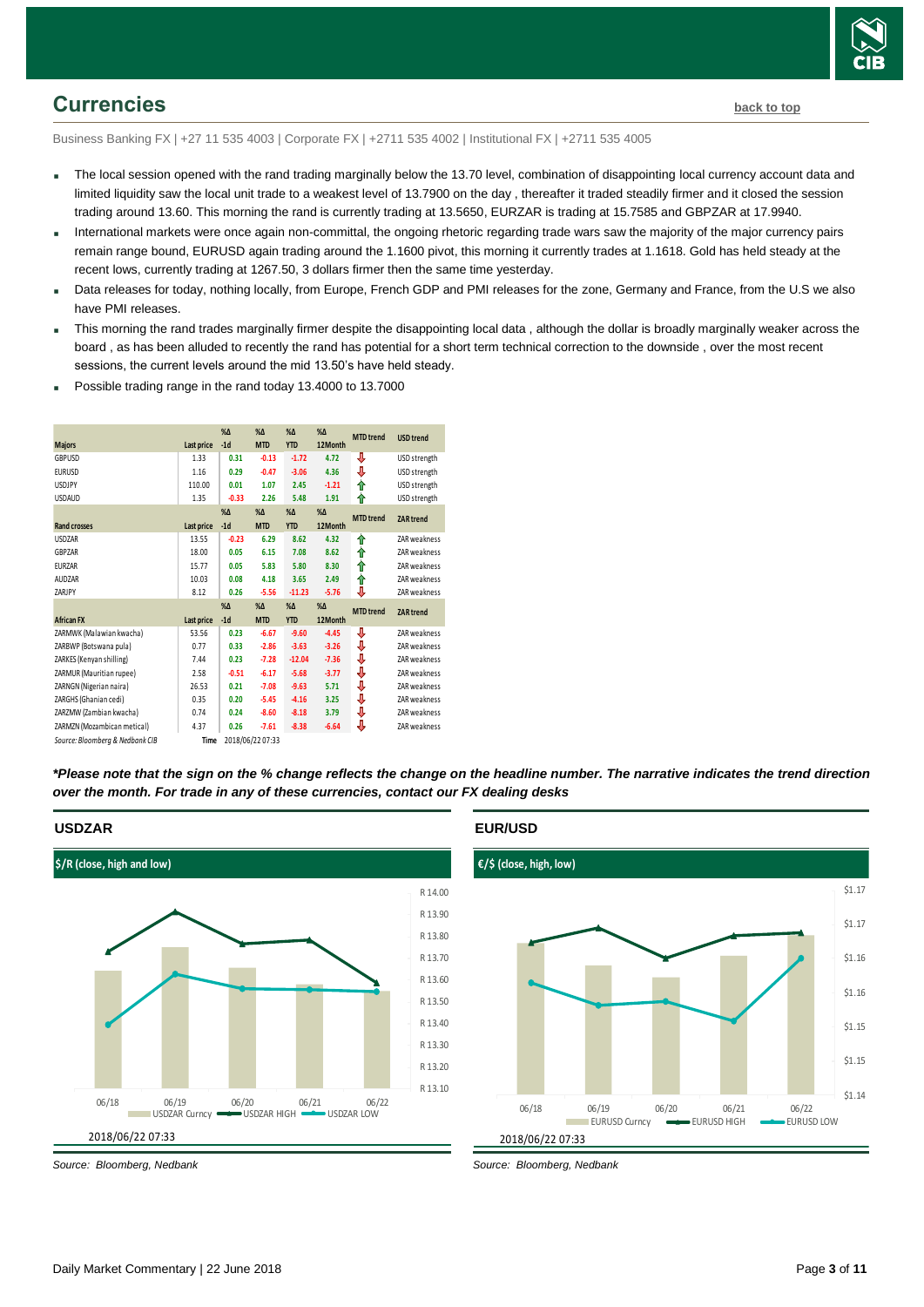## Currencies

back to top

Business Banking FX | +27 11 535 4003 | Corporate FX | +2711 535 4002 | Institutional FX | +2711 535 4005

- The local session opened with the rand trading marginally below the 13.70 level, combination of disappointing local currency account data and limited liquidity saw the local unit trade to a weakest level of 13.7900 on the day , thereafter it traded steadily firmer and it closed the session trading around 13.60. This morning the rand is currently trading at 13.5650, EURZAR is trading at 15.7585 and GBPZAR at 17.9940.
- International markets were once again non-committal, the ongoing rhetoric regarding trade wars saw the majority of the major currency pairs remain range bound, EURUSD again trading around the 1.1600 pivot, this morning it currently trades at 1.1618. Gold has held steady at the recent lows, currently trading at 1267.50, 3 dollars firmer then the same time yesterday.
- Data releases for today, nothing locally, from Europe, French GDP and PMI releases for the zone, Germany and France, from the U.S we also have PMI releases.
- This morning the rand trades marginally firmer despite the disappointing local data , although the dollar is broadly marginally weaker across the board , as has been alluded to recently the rand has potential for a short term technical correction to the downside , over the most recent sessions, the current levels around the mid 13.50's have held steady.
- Possible trading range in the rand today 13.4000 to 13.7000

| Majors | Last price | %Δ -1d | %Δ MTD | %Δ YTD | %Δ 12Month | MTD trend | USD trend |
|---|---|---|---|---|---|---|---|
| GBPUSD | 1.33 | 0.31 | -0.13 | -1.72 | 4.72 | ⇩ | USD strength |
| EURUSD | 1.16 | 0.29 | -0.47 | -3.06 | 4.36 | ⇩ | USD strength |
| USDJPY | 110.00 | 0.01 | 1.07 | 2.45 | -1.21 | ⇧ | USD strength |
| USDAUD | 1.35 | -0.33 | 2.26 | 5.48 | 1.91 | ⇧ | USD strength |
| **Rand crosses** | **Last price** | **%Δ -1d** | **%Δ MTD** | **%Δ YTD** | **%Δ 12Month** | **MTD trend** | **ZAR trend** |
| USDZAR | 13.55 | -0.23 | 6.29 | 8.62 | 4.32 | ⇧ | ZAR weakness |
| GBPZAR | 18.00 | 0.05 | 6.15 | 7.08 | 8.62 | ⇧ | ZAR weakness |
| EURZAR | 15.77 | 0.05 | 5.83 | 5.80 | 8.30 | ⇧ | ZAR weakness |
| AUDZAR | 10.03 | 0.08 | 4.18 | 3.65 | 2.49 | ⇧ | ZAR weakness |
| ZARJPY | 8.12 | 0.26 | -5.56 | -11.23 | -5.76 | ⇩ | ZAR weakness |
| **African FX** | **Last price** | **%Δ -1d** | **%Δ MTD** | **%Δ YTD** | **%Δ 12Month** | **MTD trend** | **ZAR trend** |
| ZARMWK (Malawian kwacha) | 53.56 | 0.23 | -6.67 | -9.60 | -4.45 | ⇩ | ZAR weakness |
| ZARBWP (Botswana pula) | 0.77 | 0.33 | -2.86 | -3.63 | -3.26 | ⇩ | ZAR weakness |
| ZARKES (Kenyan shilling) | 7.44 | 0.23 | -7.28 | -12.04 | -7.36 | ⇩ | ZAR weakness |
| ZARMUR (Mauritian rupee) | 2.58 | -0.51 | -6.17 | -5.68 | -3.77 | ⇩ | ZAR weakness |
| ZARNGN (Nigerian naira) | 26.53 | 0.21 | -7.08 | -9.63 | 5.71 | ⇩ | ZAR weakness |
| ZARGHS (Ghanian cedi) | 0.35 | 0.20 | -5.45 | -4.16 | 3.25 | ⇩ | ZAR weakness |
| ZARZMW (Zambian kwacha) | 0.74 | 0.24 | -8.60 | -8.18 | 3.79 | ⇩ | ZAR weakness |
| ZARMZN (Mozambican metical) | 4.37 | 0.26 | -7.61 | -8.38 | -6.64 | ⇩ | ZAR weakness |

*Source: Bloomberg & Nedbank CIB* Time 2018/06/22 07:33

***\*Please note that the sign on the % change reflects the change on the headline number. The narrative indicates the trend direction over the month. For trade in any of these currencies, contact our FX dealing desks***

### USDZAR

$/R (close, high and low)

2018/06/22 07:33

*Source: Bloomberg, Nedbank*

### EUR/USD

€/$ (close, high, low)

2018/06/22 07:33

*Source: Bloomberg, Nedbank*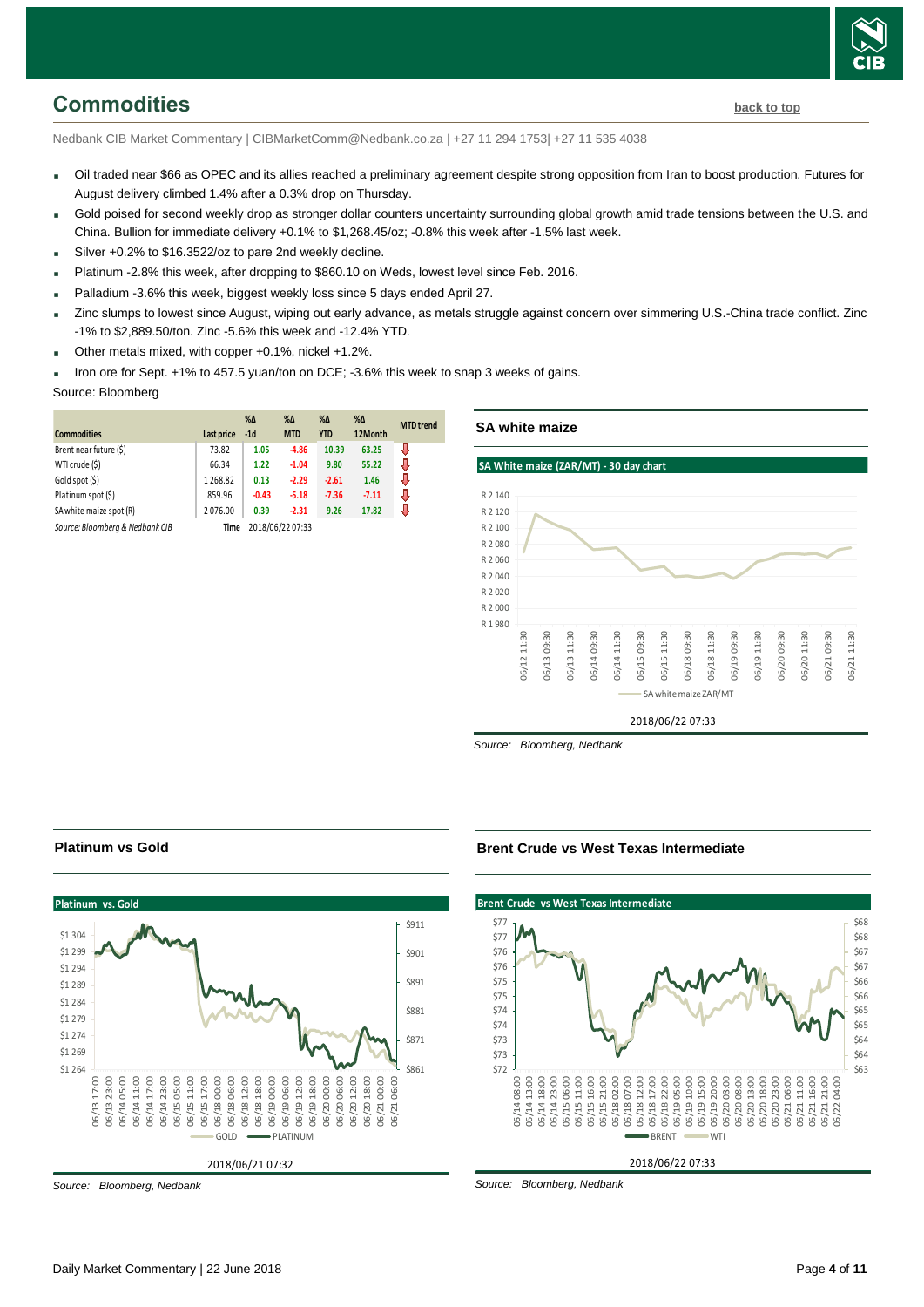## Commodities

back to top

Nedbank CIB Market Commentary | CIBMarketComm@Nedbank.co.za | +27 11 294 1753| +27 11 535 4038

- Oil traded near $66 as OPEC and its allies reached a preliminary agreement despite strong opposition from Iran to boost production. Futures for August delivery climbed 1.4% after a 0.3% drop on Thursday.
- Gold poised for second weekly drop as stronger dollar counters uncertainty surrounding global growth amid trade tensions between the U.S. and China. Bullion for immediate delivery +0.1% to $1,268.45/oz; -0.8% this week after -1.5% last week.
- Silver +0.2% to $16.3522/oz to pare 2nd weekly decline.
- Platinum -2.8% this week, after dropping to $860.10 on Weds, lowest level since Feb. 2016.
- Palladium -3.6% this week, biggest weekly loss since 5 days ended April 27.
- Zinc slumps to lowest since August, wiping out early advance, as metals struggle against concern over simmering U.S.-China trade conflict. Zinc -1% to $2,889.50/ton. Zinc -5.6% this week and -12.4% YTD.
- Other metals mixed, with copper +0.1%, nickel +1.2%.
- Iron ore for Sept. +1% to 457.5 yuan/ton on DCE; -3.6% this week to snap 3 weeks of gains.

Source: Bloomberg

| Commodities | Last price | %Δ -1d | %Δ MTD | %Δ YTD | %Δ 12Month | MTD trend |
|---|---|---|---|---|---|---|
| Brent near future ($) | 73.82 | 1.05 | -4.86 | 10.39 | 63.25 | ⇩ |
| WTI crude ($) | 66.34 | 1.22 | -1.04 | 9.80 | 55.22 | ⇩ |
| Gold spot ($) | 1 268.82 | 0.13 | -2.29 | -2.61 | 1.46 | ⇩ |
| Platinum spot ($) | 859.96 | -0.43 | -5.18 | -7.36 | -7.11 | ⇩ |
| SA white maize spot (R) | 2 076.00 | 0.39 | -2.31 | 9.26 | 17.82 | ⇩ |

*Source: Bloomberg & Nedbank CIB* Time 2018/06/22 07:33

### SA white maize

*Source: Bloomberg, Nedbank*

### Platinum vs Gold

*Source: Bloomberg, Nedbank*

### Brent Crude vs West Texas Intermediate

*Source: Bloomberg, Nedbank*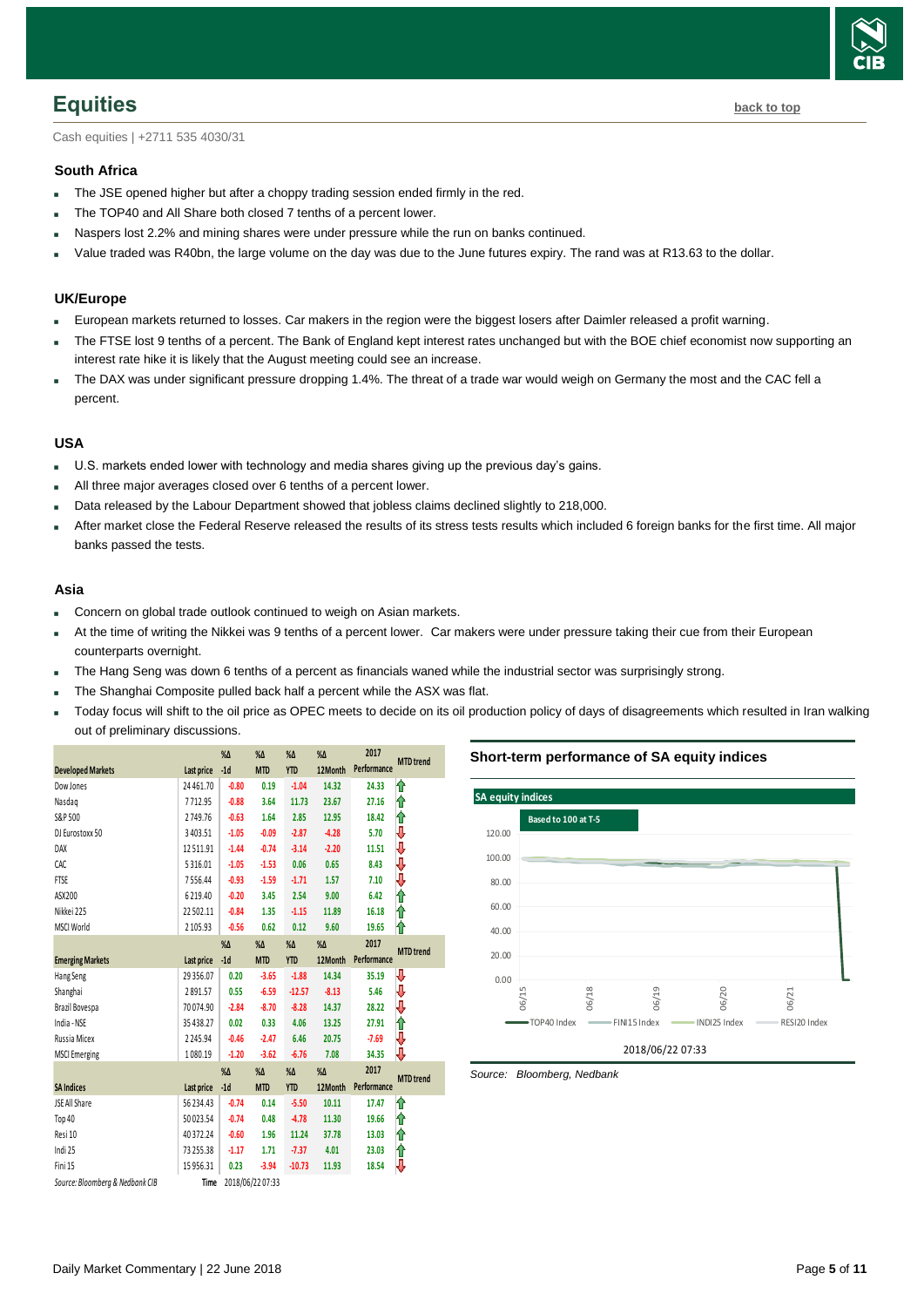## Equities

back to top

Cash equities | +2711 535 4030/31

### South Africa

- The JSE opened higher but after a choppy trading session ended firmly in the red.
- The TOP40 and All Share both closed 7 tenths of a percent lower.
- Naspers lost 2.2% and mining shares were under pressure while the run on banks continued.
- Value traded was R40bn, the large volume on the day was due to the June futures expiry. The rand was at R13.63 to the dollar.

### UK/Europe

- European markets returned to losses. Car makers in the region were the biggest losers after Daimler released a profit warning.
- The FTSE lost 9 tenths of a percent. The Bank of England kept interest rates unchanged but with the BOE chief economist now supporting an interest rate hike it is likely that the August meeting could see an increase.
- The DAX was under significant pressure dropping 1.4%. The threat of a trade war would weigh on Germany the most and the CAC fell a percent.

### USA

- U.S. markets ended lower with technology and media shares giving up the previous day's gains.
- All three major averages closed over 6 tenths of a percent lower.
- Data released by the Labour Department showed that jobless claims declined slightly to 218,000.
- After market close the Federal Reserve released the results of its stress tests results which included 6 foreign banks for the first time. All major banks passed the tests.

### Asia

- Concern on global trade outlook continued to weigh on Asian markets.
- At the time of writing the Nikkei was 9 tenths of a percent lower. Car makers were under pressure taking their cue from their European counterparts overnight.
- The Hang Seng was down 6 tenths of a percent as financials waned while the industrial sector was surprisingly strong.
- The Shanghai Composite pulled back half a percent while the ASX was flat.
- Today focus will shift to the oil price as OPEC meets to decide on its oil production policy of days of disagreements which resulted in Iran walking out of preliminary discussions.

| Developed Markets | Last price | %Δ -1d | %Δ MTD | %Δ YTD | %Δ 12Month | 2017 Performance | MTD trend |
|---|---|---|---|---|---|---|---|
| Dow Jones | 24 461.70 | -0.80 | 0.19 | -1.04 | 14.32 | 24.33 | ⇧ |
| Nasdaq | 7 712.95 | -0.88 | 3.64 | 11.73 | 23.67 | 27.16 | ⇧ |
| S&P 500 | 2 749.76 | -0.63 | 1.64 | 2.85 | 12.95 | 18.42 | ⇧ |
| DJ Eurostoxx 50 | 3 403.51 | -1.05 | -0.09 | -2.87 | -4.28 | 5.70 | ⇩ |
| DAX | 12 511.91 | -1.44 | -0.74 | -3.14 | -2.20 | 11.51 | ⇩ |
| CAC | 5 316.01 | -1.05 | -1.53 | 0.06 | 0.65 | 8.43 | ⇩ |
| FTSE | 7 556.44 | -0.93 | -1.59 | -1.71 | 1.57 | 7.10 | ⇩ |
| ASX200 | 6 219.40 | -0.20 | 3.45 | 2.54 | 9.00 | 6.42 | ⇧ |
| Nikkei 225 | 22 502.11 | -0.84 | 1.35 | -1.15 | 11.89 | 16.18 | ⇧ |
| MSCI World | 2 105.93 | -0.56 | 0.62 | 0.12 | 9.60 | 19.65 | ⇧ |
| **Emerging Markets** | **Last price** | **%Δ -1d** | **%Δ MTD** | **%Δ YTD** | **%Δ 12Month** | **2017 Performance** | **MTD trend** |
| Hang Seng | 29 356.07 | 0.20 | -3.65 | -1.88 | 14.34 | 35.19 | ⇩ |
| Shanghai | 2 891.57 | 0.55 | -6.59 | -12.57 | -8.13 | 5.46 | ⇩ |
| Brazil Bovespa | 70 074.90 | -2.84 | -8.70 | -8.28 | 14.37 | 28.22 | ⇩ |
| India - NSE | 35 438.27 | 0.02 | 0.33 | 4.06 | 13.25 | 27.91 | ⇧ |
| Russia Micex | 2 245.94 | -0.46 | -2.47 | 6.46 | 20.75 | -7.69 | ⇩ |
| MSCI Emerging | 1 080.19 | -1.20 | -3.62 | -6.76 | 7.08 | 34.35 | ⇩ |
| **SA Indices** | **Last price** | **%Δ -1d** | **%Δ MTD** | **%Δ YTD** | **%Δ 12Month** | **2017 Performance** | **MTD trend** |
| JSE All Share | 56 234.43 | -0.74 | 0.14 | -5.50 | 10.11 | 17.47 | ⇧ |
| Top 40 | 50 023.54 | -0.74 | 0.48 | -4.78 | 11.30 | 19.66 | ⇧ |
| Resi 10 | 40 372.24 | -0.60 | 1.96 | 11.24 | 37.78 | 13.03 | ⇧ |
| Indi 25 | 73 255.38 | -1.17 | 1.71 | -7.37 | 4.01 | 23.03 | ⇧ |
| Fini 15 | 15 956.31 | 0.23 | -3.94 | -10.73 | 11.93 | 18.54 | ⇩ |

*Source: Bloomberg & Nedbank CIB* Time 2018/06/22 07:33

### Short-term performance of SA equity indices

SA equity indices — Based to 100 at T-5

Source: Bloomberg, Nedbank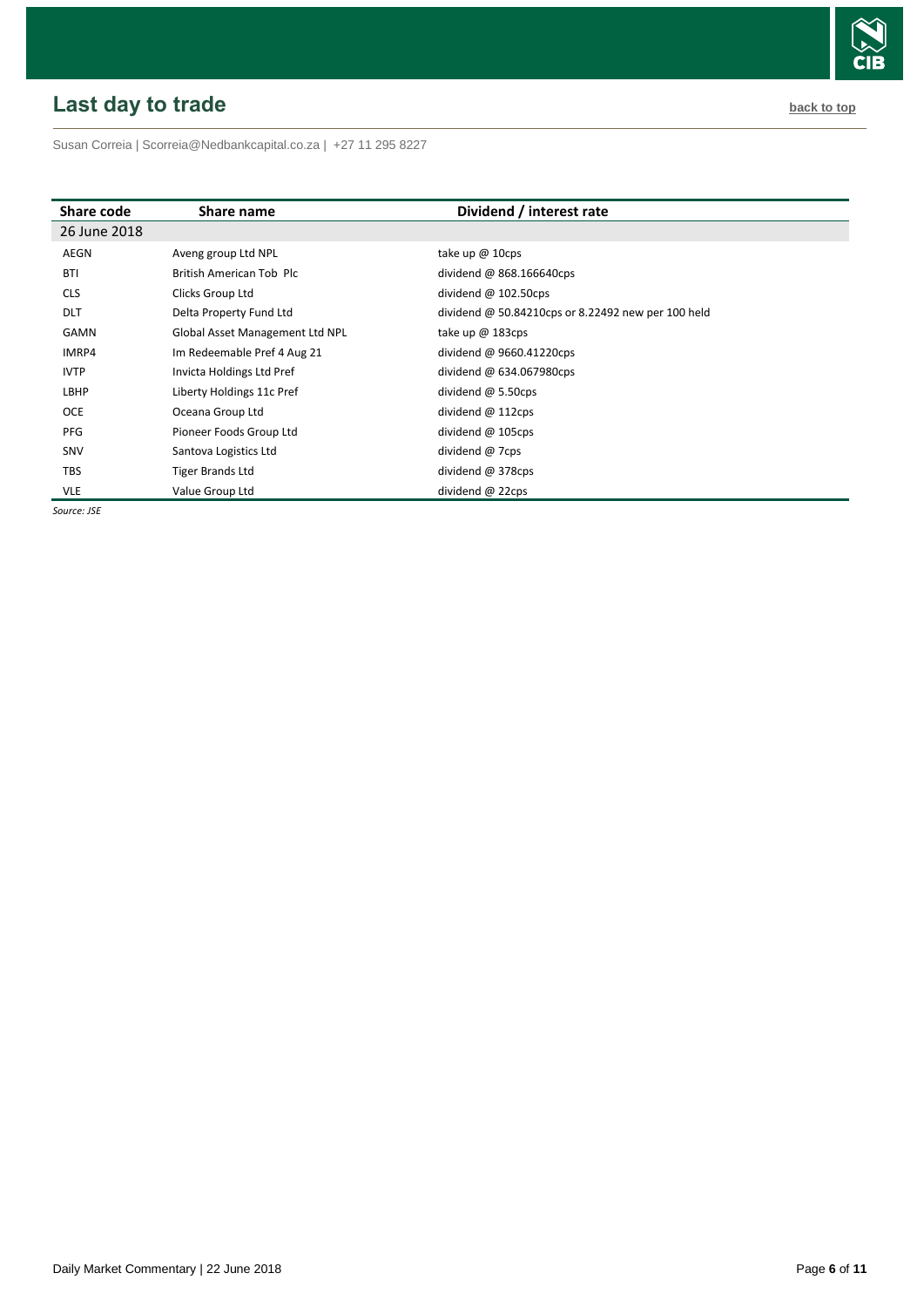## Last day to trade

back to top

Susan Correia | Scorreia@Nedbankcapital.co.za | +27 11 295 8227

| Share code | Share name | Dividend / interest rate |
| --- | --- | --- |
| 26 June 2018 | | |
| AEGN | Aveng group Ltd NPL | take up @ 10cps |
| BTI | British American Tob Plc | dividend @ 868.166640cps |
| CLS | Clicks Group Ltd | dividend @ 102.50cps |
| DLT | Delta Property Fund Ltd | dividend @ 50.84210cps or 8.22492 new per 100 held |
| GAMN | Global Asset Management Ltd NPL | take up @ 183cps |
| IMRP4 | Im Redeemable Pref 4 Aug 21 | dividend @ 9660.41220cps |
| IVTP | Invicta Holdings Ltd Pref | dividend @ 634.067980cps |
| LBHP | Liberty Holdings 11c Pref | dividend @ 5.50cps |
| OCE | Oceana Group Ltd | dividend @ 112cps |
| PFG | Pioneer Foods Group Ltd | dividend @ 105cps |
| SNV | Santova Logistics Ltd | dividend @ 7cps |
| TBS | Tiger Brands Ltd | dividend @ 378cps |
| VLE | Value Group Ltd | dividend @ 22cps |

*Source: JSE*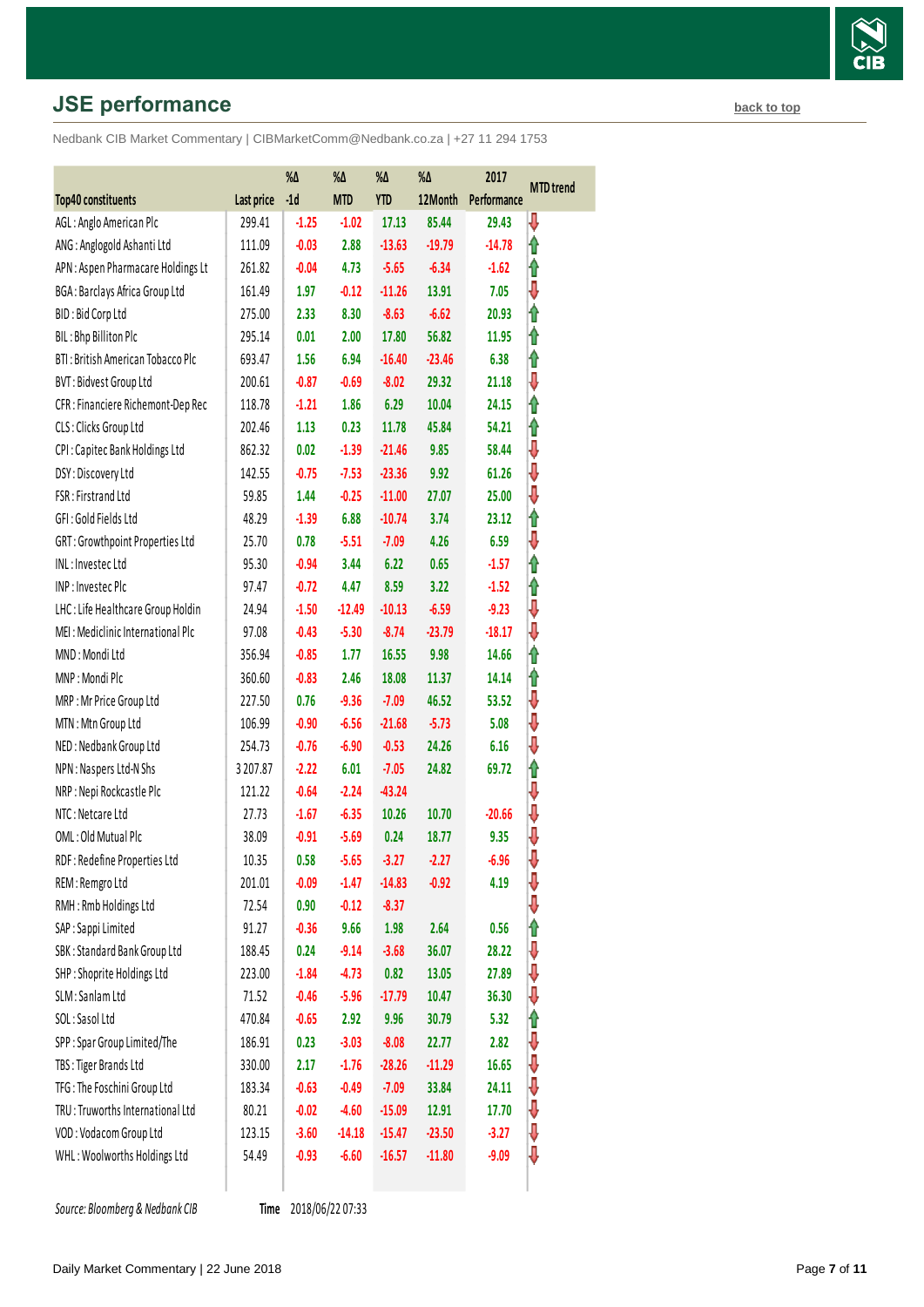## JSE performance

back to top

Nedbank CIB Market Commentary | CIBMarketComm@Nedbank.co.za | +27 11 294 1753

| Top40 constituents | Last price | %Δ -1d | %Δ MTD | %Δ YTD | %Δ 12Month | 2017 Performance | MTD trend |
|---|---|---|---|---|---|---|---|
| AGL : Anglo American Plc | 299.41 | -1.25 | -1.02 | 17.13 | 85.44 | 29.43 | ⇩ |
| ANG : Anglogold Ashanti Ltd | 111.09 | -0.03 | 2.88 | -13.63 | -19.79 | -14.78 | ⇧ |
| APN : Aspen Pharmacare Holdings Lt | 261.82 | -0.04 | 4.73 | -5.65 | -6.34 | -1.62 | ⇧ |
| BGA : Barclays Africa Group Ltd | 161.49 | 1.97 | -0.12 | -11.26 | 13.91 | 7.05 | ⇩ |
| BID : Bid Corp Ltd | 275.00 | 2.33 | 8.30 | -8.63 | -6.62 | 20.93 | ⇧ |
| BIL : Bhp Billiton Plc | 295.14 | 0.01 | 2.00 | 17.80 | 56.82 | 11.95 | ⇧ |
| BTI : British American Tobacco Plc | 693.47 | 1.56 | 6.94 | -16.40 | -23.46 | 6.38 | ⇧ |
| BVT : Bidvest Group Ltd | 200.61 | -0.87 | -0.69 | -8.02 | 29.32 | 21.18 | ⇩ |
| CFR : Financiere Richemont-Dep Rec | 118.78 | -1.21 | 1.86 | 6.29 | 10.04 | 24.15 | ⇧ |
| CLS : Clicks Group Ltd | 202.46 | 1.13 | 0.23 | 11.78 | 45.84 | 54.21 | ⇧ |
| CPI : Capitec Bank Holdings Ltd | 862.32 | 0.02 | -1.39 | -21.46 | 9.85 | 58.44 | ⇩ |
| DSY : Discovery Ltd | 142.55 | -0.75 | -7.53 | -23.36 | 9.92 | 61.26 | ⇩ |
| FSR : Firstrand Ltd | 59.85 | 1.44 | -0.25 | -11.00 | 27.07 | 25.00 | ⇩ |
| GFI : Gold Fields Ltd | 48.29 | -1.39 | 6.88 | -10.74 | 3.74 | 23.12 | ⇧ |
| GRT : Growthpoint Properties Ltd | 25.70 | 0.78 | -5.51 | -7.09 | 4.26 | 6.59 | ⇩ |
| INL : Investec Ltd | 95.30 | -0.94 | 3.44 | 6.22 | 0.65 | -1.57 | ⇧ |
| INP : Investec Plc | 97.47 | -0.72 | 4.47 | 8.59 | 3.22 | -1.52 | ⇧ |
| LHC : Life Healthcare Group Holdin | 24.94 | -1.50 | -12.49 | -10.13 | -6.59 | -9.23 | ⇩ |
| MEI : Mediclinic International Plc | 97.08 | -0.43 | -5.30 | -8.74 | -23.79 | -18.17 | ⇩ |
| MND : Mondi Ltd | 356.94 | -0.85 | 1.77 | 16.55 | 9.98 | 14.66 | ⇧ |
| MNP : Mondi Plc | 360.60 | -0.83 | 2.46 | 18.08 | 11.37 | 14.14 | ⇧ |
| MRP : Mr Price Group Ltd | 227.50 | 0.76 | -9.36 | -7.09 | 46.52 | 53.52 | ⇩ |
| MTN : Mtn Group Ltd | 106.99 | -0.90 | -6.56 | -21.68 | -5.73 | 5.08 | ⇩ |
| NED : Nedbank Group Ltd | 254.73 | -0.76 | -6.90 | -0.53 | 24.26 | 6.16 | ⇩ |
| NPN : Naspers Ltd-N Shs | 3 207.87 | -2.22 | 6.01 | -7.05 | 24.82 | 69.72 | ⇧ |
| NRP : Nepi Rockcastle Plc | 121.22 | -0.64 | -2.24 | -43.24 | | | ⇩ |
| NTC : Netcare Ltd | 27.73 | -1.67 | -6.35 | 10.26 | 10.70 | -20.66 | ⇩ |
| OML : Old Mutual Plc | 38.09 | -0.91 | -5.69 | 0.24 | 18.77 | 9.35 | ⇩ |
| RDF : Redefine Properties Ltd | 10.35 | 0.58 | -5.65 | -3.27 | -2.27 | -6.96 | ⇩ |
| REM : Remgro Ltd | 201.01 | -0.09 | -1.47 | -14.83 | -0.92 | 4.19 | ⇩ |
| RMH : Rmb Holdings Ltd | 72.54 | 0.90 | -0.12 | -8.37 | | | ⇩ |
| SAP : Sappi Limited | 91.27 | -0.36 | 9.66 | 1.98 | 2.64 | 0.56 | ⇧ |
| SBK : Standard Bank Group Ltd | 188.45 | 0.24 | -9.14 | -3.68 | 36.07 | 28.22 | ⇩ |
| SHP : Shoprite Holdings Ltd | 223.00 | -1.84 | -4.73 | 0.82 | 13.05 | 27.89 | ⇩ |
| SLM : Sanlam Ltd | 71.52 | -0.46 | -5.96 | -17.79 | 10.47 | 36.30 | ⇩ |
| SOL : Sasol Ltd | 470.84 | -0.65 | 2.92 | 9.96 | 30.79 | 5.32 | ⇧ |
| SPP : Spar Group Limited/The | 186.91 | 0.23 | -3.03 | -8.08 | 22.77 | 2.82 | ⇩ |
| TBS : Tiger Brands Ltd | 330.00 | 2.17 | -1.76 | -28.26 | -11.29 | 16.65 | ⇩ |
| TFG : The Foschini Group Ltd | 183.34 | -0.63 | -0.49 | -7.09 | 33.84 | 24.11 | ⇩ |
| TRU : Truworths International Ltd | 80.21 | -0.02 | -4.60 | -15.09 | 12.91 | 17.70 | ⇩ |
| VOD : Vodacom Group Ltd | 123.15 | -3.60 | -14.18 | -15.47 | -23.50 | -3.27 | ⇩ |
| WHL : Woolworths Holdings Ltd | 54.49 | -0.93 | -6.60 | -16.57 | -11.80 | -9.09 | ⇩ |

*Source: Bloomberg & Nedbank CIB*

**Time** 2018/06/22 07:33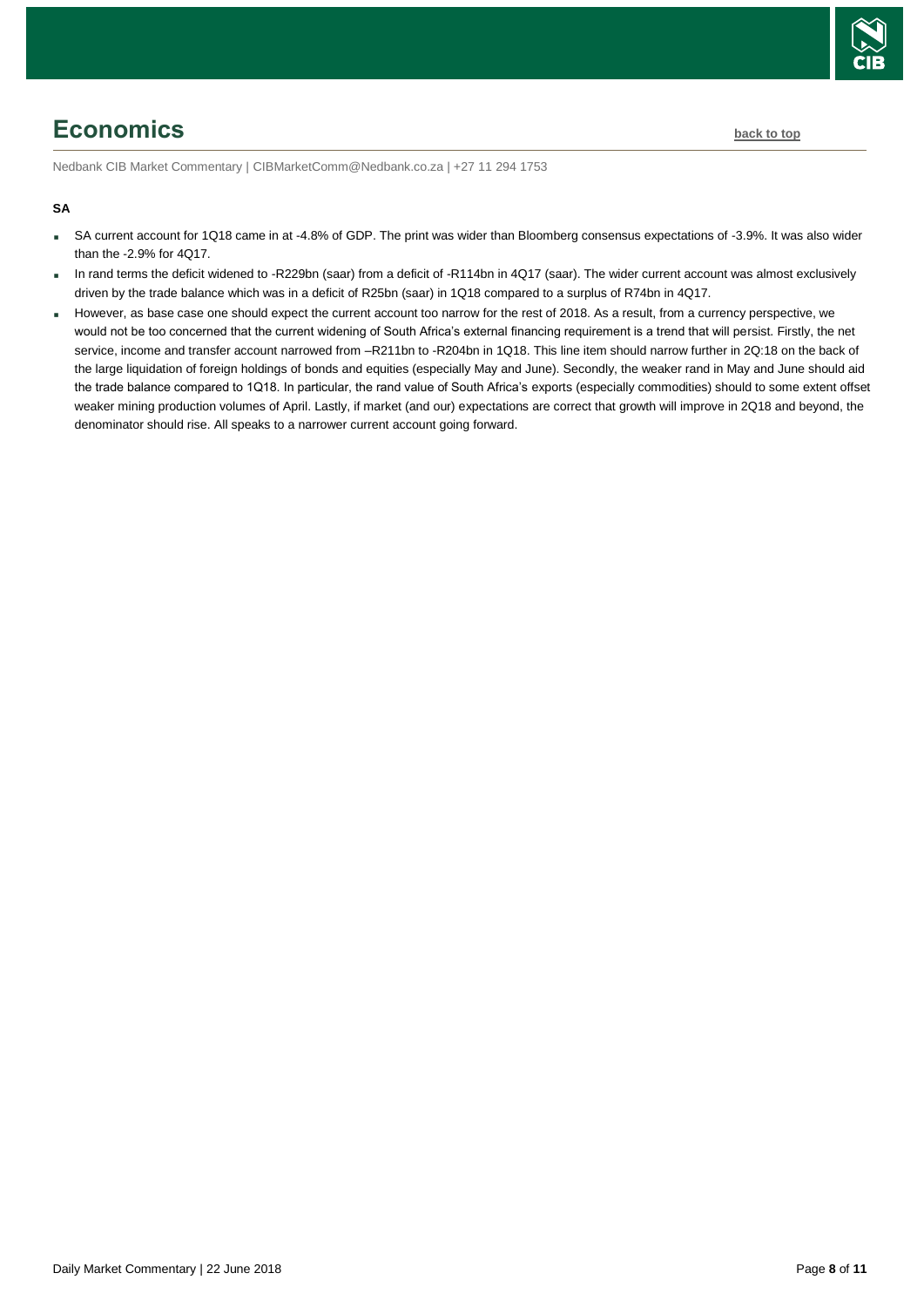# Economics

back to top

Nedbank CIB Market Commentary | CIBMarketComm@Nedbank.co.za | +27 11 294 1753

**SA**

- SA current account for 1Q18 came in at -4.8% of GDP. The print was wider than Bloomberg consensus expectations of -3.9%. It was also wider than the -2.9% for 4Q17.
- In rand terms the deficit widened to -R229bn (saar) from a deficit of -R114bn in 4Q17 (saar). The wider current account was almost exclusively driven by the trade balance which was in a deficit of R25bn (saar) in 1Q18 compared to a surplus of R74bn in 4Q17.
- However, as base case one should expect the current account too narrow for the rest of 2018. As a result, from a currency perspective, we would not be too concerned that the current widening of South Africa's external financing requirement is a trend that will persist. Firstly, the net service, income and transfer account narrowed from –R211bn to -R204bn in 1Q18. This line item should narrow further in 2Q:18 on the back of the large liquidation of foreign holdings of bonds and equities (especially May and June). Secondly, the weaker rand in May and June should aid the trade balance compared to 1Q18. In particular, the rand value of South Africa's exports (especially commodities) should to some extent offset weaker mining production volumes of April. Lastly, if market (and our) expectations are correct that growth will improve in 2Q18 and beyond, the denominator should rise. All speaks to a narrower current account going forward.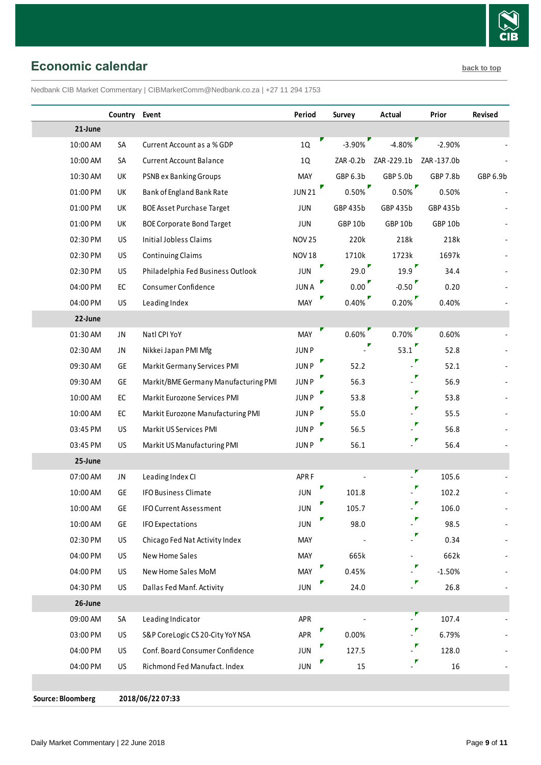## Economic calendar

back to top

Nedbank CIB Market Commentary | CIBMarketComm@Nedbank.co.za | +27 11 294 1753

| | Country | Event | Period | Survey | Actual | Prior | Revised |
|---|---|---|---|---|---|---|---|
| **21-June** | | | | | | | |
| 10:00 AM | SA | Current Account as a % GDP | 1Q | -3.90% | -4.80% | -2.90% | - |
| 10:00 AM | SA | Current Account Balance | 1Q | ZAR -0.2b | ZAR -229.1b | ZAR -137.0b | - |
| 10:30 AM | UK | PSNB ex Banking Groups | MAY | GBP 6.3b | GBP 5.0b | GBP 7.8b | GBP 6.9b |
| 01:00 PM | UK | Bank of England Bank Rate | JUN 21 | 0.50% | 0.50% | 0.50% | - |
| 01:00 PM | UK | BOE Asset Purchase Target | JUN | GBP 435b | GBP 435b | GBP 435b | - |
| 01:00 PM | UK | BOE Corporate Bond Target | JUN | GBP 10b | GBP 10b | GBP 10b | - |
| 02:30 PM | US | Initial Jobless Claims | NOV 25 | 220k | 218k | 218k | - |
| 02:30 PM | US | Continuing Claims | NOV 18 | 1710k | 1723k | 1697k | - |
| 02:30 PM | US | Philadelphia Fed Business Outlook | JUN | 29.0 | 19.9 | 34.4 | - |
| 04:00 PM | EC | Consumer Confidence | JUN A | 0.00 | -0.50 | 0.20 | - |
| 04:00 PM | US | Leading Index | MAY | 0.40% | 0.20% | 0.40% | - |
| **22-June** | | | | | | | |
| 01:30 AM | JN | Natl CPI YoY | MAY | 0.60% | 0.70% | 0.60% | - |
| 02:30 AM | JN | Nikkei Japan PMI Mfg | JUN P | - | 53.1 | 52.8 | - |
| 09:30 AM | GE | Markit Germany Services PMI | JUN P | 52.2 | - | 52.1 | - |
| 09:30 AM | GE | Markit/BME Germany Manufacturing PMI | JUN P | 56.3 | - | 56.9 | - |
| 10:00 AM | EC | Markit Eurozone Services PMI | JUN P | 53.8 | - | 53.8 | - |
| 10:00 AM | EC | Markit Eurozone Manufacturing PMI | JUN P | 55.0 | - | 55.5 | - |
| 03:45 PM | US | Markit US Services PMI | JUN P | 56.5 | - | 56.8 | - |
| 03:45 PM | US | Markit US Manufacturing PMI | JUN P | 56.1 | - | 56.4 | - |
| **25-June** | | | | | | | |
| 07:00 AM | JN | Leading Index CI | APR F | - | - | 105.6 | - |
| 10:00 AM | GE | IFO Business Climate | JUN | 101.8 | - | 102.2 | - |
| 10:00 AM | GE | IFO Current Assessment | JUN | 105.7 | - | 106.0 | - |
| 10:00 AM | GE | IFO Expectations | JUN | 98.0 | - | 98.5 | - |
| 02:30 PM | US | Chicago Fed Nat Activity Index | MAY | - | - | 0.34 | - |
| 04:00 PM | US | New Home Sales | MAY | 665k | - | 662k | - |
| 04:00 PM | US | New Home Sales MoM | MAY | 0.45% | - | -1.50% | - |
| 04:30 PM | US | Dallas Fed Manf. Activity | JUN | 24.0 | - | 26.8 | - |
| **26-June** | | | | | | | |
| 09:00 AM | SA | Leading Indicator | APR | - | - | 107.4 | - |
| 03:00 PM | US | S&P CoreLogic CS 20-City YoY NSA | APR | 0.00% | - | 6.79% | - |
| 04:00 PM | US | Conf. Board Consumer Confidence | JUN | 127.5 | - | 128.0 | - |
| 04:00 PM | US | Richmond Fed Manufact. Index | JUN | 15 | - | 16 | - |

**Source: Bloomberg** **2018/06/22 07:33**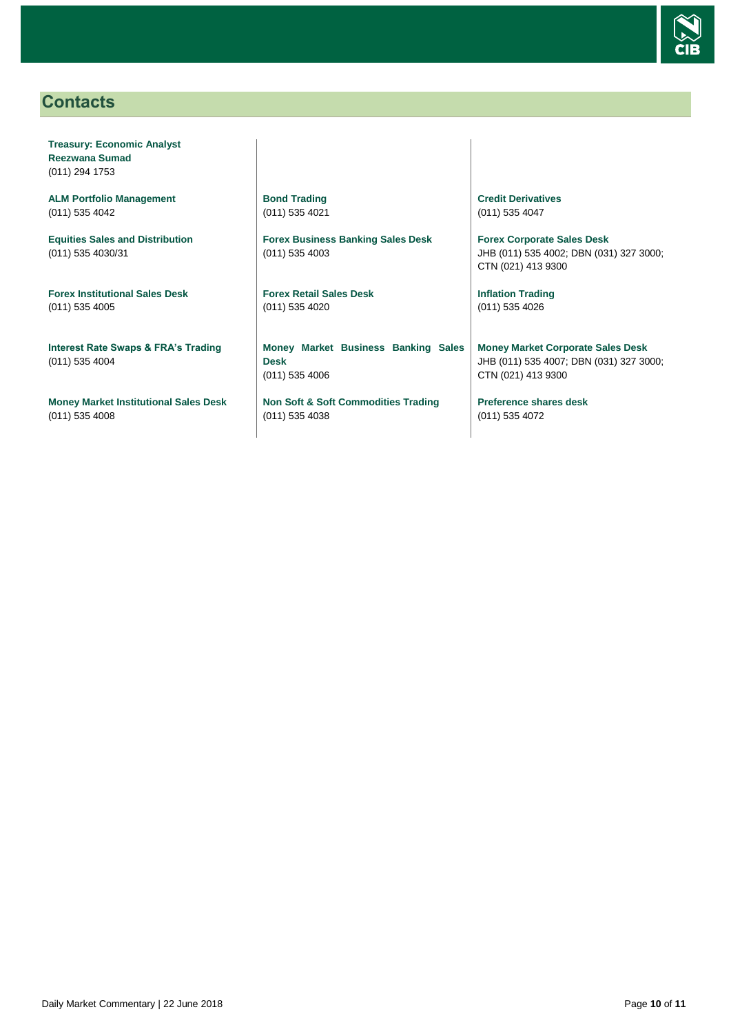## Contacts

**Treasury: Economic Analyst**
**Reezwana Sumad**
(011) 294 1753

**ALM Portfolio Management**
(011) 535 4042

**Equities Sales and Distribution**
(011) 535 4030/31

**Forex Institutional Sales Desk**
(011) 535 4005

**Interest Rate Swaps & FRA's Trading**
(011) 535 4004

**Money Market Institutional Sales Desk**
(011) 535 4008

**Bond Trading**
(011) 535 4021

**Forex Business Banking Sales Desk**
(011) 535 4003

**Forex Retail Sales Desk**
(011) 535 4020

**Money Market Business Banking Sales Desk**
(011) 535 4006

**Non Soft & Soft Commodities Trading**
(011) 535 4038

**Credit Derivatives**
(011) 535 4047

**Forex Corporate Sales Desk**
JHB (011) 535 4002; DBN (031) 327 3000; CTN (021) 413 9300

**Inflation Trading**
(011) 535 4026

**Money Market Corporate Sales Desk**
JHB (011) 535 4007; DBN (031) 327 3000; CTN (021) 413 9300

**Preference shares desk**
(011) 535 4072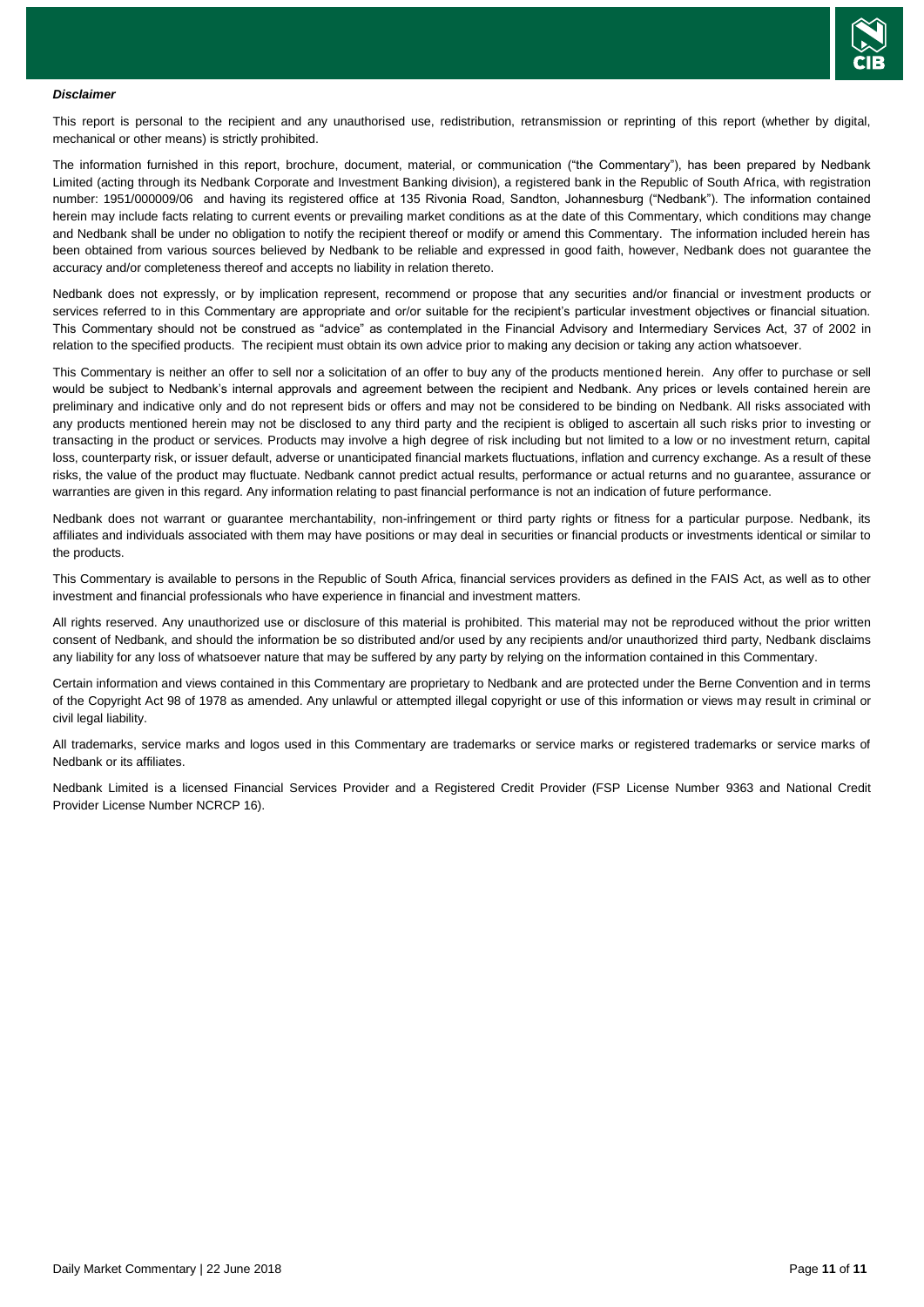***Disclaimer***

This report is personal to the recipient and any unauthorised use, redistribution, retransmission or reprinting of this report (whether by digital, mechanical or other means) is strictly prohibited.

The information furnished in this report, brochure, document, material, or communication ("the Commentary"), has been prepared by Nedbank Limited (acting through its Nedbank Corporate and Investment Banking division), a registered bank in the Republic of South Africa, with registration number: 1951/000009/06 and having its registered office at 135 Rivonia Road, Sandton, Johannesburg ("Nedbank"). The information contained herein may include facts relating to current events or prevailing market conditions as at the date of this Commentary, which conditions may change and Nedbank shall be under no obligation to notify the recipient thereof or modify or amend this Commentary. The information included herein has been obtained from various sources believed by Nedbank to be reliable and expressed in good faith, however, Nedbank does not guarantee the accuracy and/or completeness thereof and accepts no liability in relation thereto.

Nedbank does not expressly, or by implication represent, recommend or propose that any securities and/or financial or investment products or services referred to in this Commentary are appropriate and or/or suitable for the recipient's particular investment objectives or financial situation. This Commentary should not be construed as "advice" as contemplated in the Financial Advisory and Intermediary Services Act, 37 of 2002 in relation to the specified products. The recipient must obtain its own advice prior to making any decision or taking any action whatsoever.

This Commentary is neither an offer to sell nor a solicitation of an offer to buy any of the products mentioned herein. Any offer to purchase or sell would be subject to Nedbank's internal approvals and agreement between the recipient and Nedbank. Any prices or levels contained herein are preliminary and indicative only and do not represent bids or offers and may not be considered to be binding on Nedbank. All risks associated with any products mentioned herein may not be disclosed to any third party and the recipient is obliged to ascertain all such risks prior to investing or transacting in the product or services. Products may involve a high degree of risk including but not limited to a low or no investment return, capital loss, counterparty risk, or issuer default, adverse or unanticipated financial markets fluctuations, inflation and currency exchange. As a result of these risks, the value of the product may fluctuate. Nedbank cannot predict actual results, performance or actual returns and no guarantee, assurance or warranties are given in this regard. Any information relating to past financial performance is not an indication of future performance.

Nedbank does not warrant or guarantee merchantability, non-infringement or third party rights or fitness for a particular purpose. Nedbank, its affiliates and individuals associated with them may have positions or may deal in securities or financial products or investments identical or similar to the products.

This Commentary is available to persons in the Republic of South Africa, financial services providers as defined in the FAIS Act, as well as to other investment and financial professionals who have experience in financial and investment matters.

All rights reserved. Any unauthorized use or disclosure of this material is prohibited. This material may not be reproduced without the prior written consent of Nedbank, and should the information be so distributed and/or used by any recipients and/or unauthorized third party, Nedbank disclaims any liability for any loss of whatsoever nature that may be suffered by any party by relying on the information contained in this Commentary.

Certain information and views contained in this Commentary are proprietary to Nedbank and are protected under the Berne Convention and in terms of the Copyright Act 98 of 1978 as amended. Any unlawful or attempted illegal copyright or use of this information or views may result in criminal or civil legal liability.

All trademarks, service marks and logos used in this Commentary are trademarks or service marks or registered trademarks or service marks of Nedbank or its affiliates.

Nedbank Limited is a licensed Financial Services Provider and a Registered Credit Provider (FSP License Number 9363 and National Credit Provider License Number NCRCP 16).